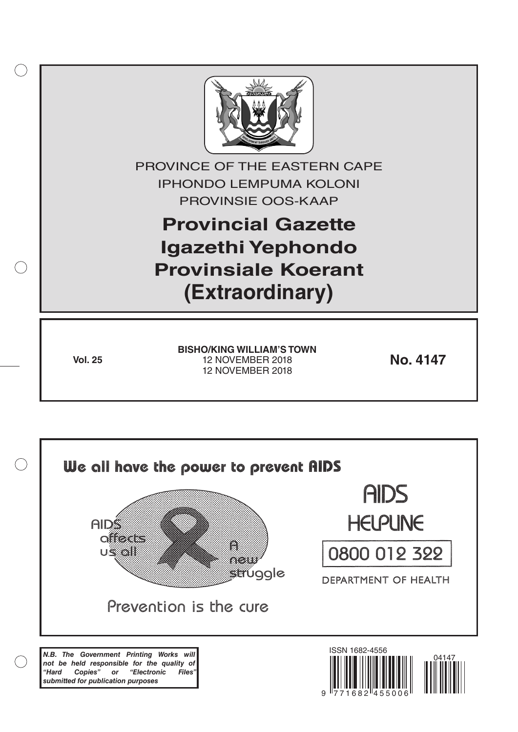PROVINCE OF THE EASTERN CAPE

IPHONDO LEMPUMA KOLONI

PROVINSIE OOS-KAAP

# Provincial Gazette
# Igazethi Yephondo
# Provinsiale Koerant
# (Extraordinary)

**Vol. 25**

**BISHO/KING WILLIAM'S TOWN**
12 NOVEMBER 2018
12 NOVEMBER 2018

**No. 4147**

We all have the power to prevent AIDS

AIDS affects us all

A new struggle

Prevention is the cure

AIDS HELPLINE

0800 012 322

DEPARTMENT OF HEALTH

***N.B. The Government Printing Works will not be held responsible for the quality of "Hard Copies" or "Electronic Files" submitted for publication purposes***

ISSN 1682-4556

9 771682 455006

04147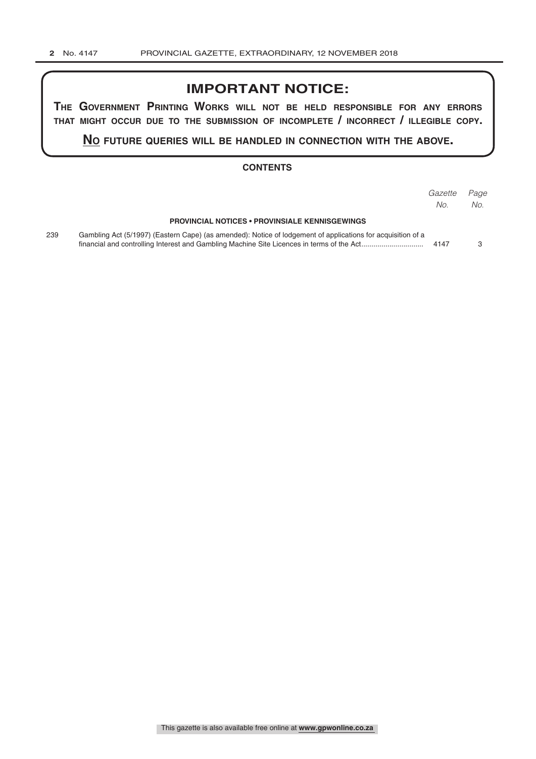## IMPORTANT NOTICE:

**THE GOVERNMENT PRINTING WORKS WILL NOT BE HELD RESPONSIBLE FOR ANY ERRORS THAT MIGHT OCCUR DUE TO THE SUBMISSION OF INCOMPLETE / INCORRECT / ILLEGIBLE COPY.**

**NO FUTURE QUERIES WILL BE HANDLED IN CONNECTION WITH THE ABOVE.**

### CONTENTS

| | | *Gazette No.* | *Page No.* |
|---|---|---|---|
| | **PROVINCIAL NOTICES • PROVINSIALE KENNISGEWINGS** | | |
| 239 | Gambling Act (5/1997) (Eastern Cape) (as amended): Notice of lodgement of applications for acquisition of a financial and controlling Interest and Gambling Machine Site Licences in terms of the Act | 4147 | 3 |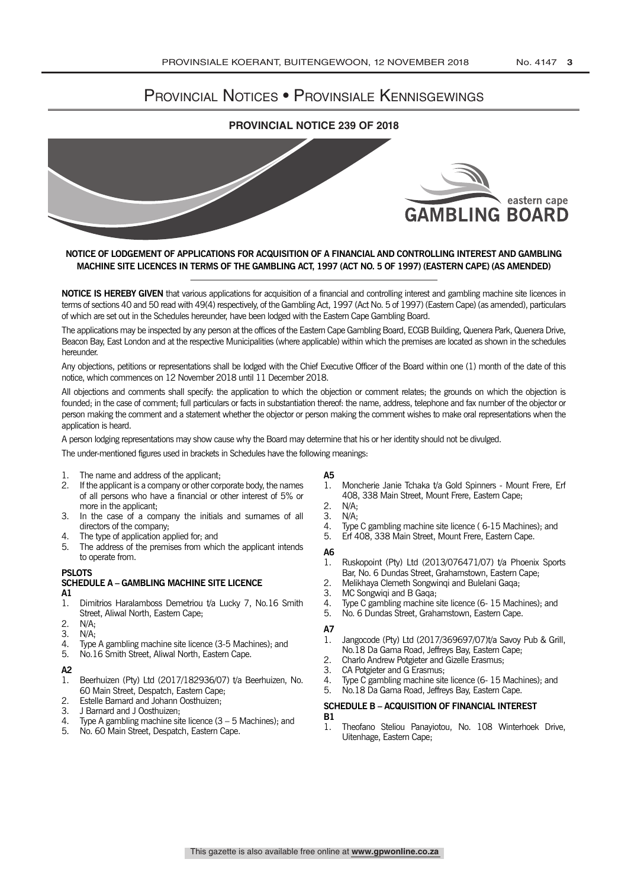# Provincial Notices • Provinsiale Kennisgewings

## PROVINCIAL NOTICE 239 OF 2018

eastern cape
GAMBLING BOARD

### NOTICE OF LODGEMENT OF APPLICATIONS FOR ACQUISITION OF A FINANCIAL AND CONTROLLING INTEREST AND GAMBLING MACHINE SITE LICENCES IN TERMS OF THE GAMBLING ACT, 1997 (ACT NO. 5 OF 1997) (EASTERN CAPE) (AS AMENDED)

**NOTICE IS HEREBY GIVEN** that various applications for acquisition of a financial and controlling interest and gambling machine site licences in terms of sections 40 and 50 read with 49(4) respectively, of the Gambling Act, 1997 (Act No. 5 of 1997) (Eastern Cape) (as amended), particulars of which are set out in the Schedules hereunder, have been lodged with the Eastern Cape Gambling Board.

The applications may be inspected by any person at the offices of the Eastern Cape Gambling Board, ECGB Building, Quenera Park, Quenera Drive, Beacon Bay, East London and at the respective Municipalities (where applicable) within which the premises are located as shown in the schedules hereunder.

Any objections, petitions or representations shall be lodged with the Chief Executive Officer of the Board within one (1) month of the date of this notice, which commences on 12 November 2018 until 11 December 2018.

All objections and comments shall specify: the application to which the objection or comment relates; the grounds on which the objection is founded; in the case of comment; full particulars or facts in substantiation thereof: the name, address, telephone and fax number of the objector or person making the comment and a statement whether the objector or person making the comment wishes to make oral representations when the application is heard.

A person lodging representations may show cause why the Board may determine that his or her identity should not be divulged.

The under-mentioned figures used in brackets in Schedules have the following meanings:

1. The name and address of the applicant;
2. If the applicant is a company or other corporate body, the names of all persons who have a financial or other interest of 5% or more in the applicant;
3. In the case of a company the initials and surnames of all directors of the company;
4. The type of application applied for; and
5. The address of the premises from which the applicant intends to operate from.

**PSLOTS**

**SCHEDULE A – GAMBLING MACHINE SITE LICENCE**

**A1**

1. Dimitrios Haralamboss Demetriou t/a Lucky 7, No.16 Smith Street, Aliwal North, Eastern Cape;
2. N/A;
3. N/A;
4. Type A gambling machine site licence (3-5 Machines); and
5. No.16 Smith Street, Aliwal North, Eastern Cape.

**A2**

1. Beerhuizen (Pty) Ltd (2017/182936/07) t/a Beerhuizen, No. 60 Main Street, Despatch, Eastern Cape;
2. Estelle Barnard and Johann Oosthuizen;
3. J Barnard and J Oosthuizen;
4. Type A gambling machine site licence (3 – 5 Machines); and
5. No. 60 Main Street, Despatch, Eastern Cape.

**A5**

1. Moncherie Janie Tchaka t/a Gold Spinners - Mount Frere, Erf 408, 338 Main Street, Mount Frere, Eastern Cape;
2. N/A;
3. N/A;
4. Type C gambling machine site licence ( 6-15 Machines); and
5. Erf 408, 338 Main Street, Mount Frere, Eastern Cape.

**A6**

1. Ruskopoint (Pty) Ltd (2013/076471/07) t/a Phoenix Sports Bar, No. 6 Dundas Street, Grahamstown, Eastern Cape;
2. Melikhaya Clemeth Songwinqi and Bulelani Gaqa;
3. MC Songwiqi and B Gaqa;
4. Type C gambling machine site licence (6- 15 Machines); and
5. No. 6 Dundas Street, Grahamstown, Eastern Cape.

**A7**

1. Jangocode (Pty) Ltd (2017/369697/07)t/a Savoy Pub & Grill, No.18 Da Gama Road, Jeffreys Bay, Eastern Cape;
2. Charlo Andrew Potgieter and Gizelle Erasmus;
3. CA Potgieter and G Erasmus;
4. Type C gambling machine site licence (6- 15 Machines); and
5. No.18 Da Gama Road, Jeffreys Bay, Eastern Cape.

**SCHEDULE B – ACQUISITION OF FINANCIAL INTEREST**

**B1**

1. Theofano Steliou Panayiotou, No. 108 Winterhoek Drive, Uitenhage, Eastern Cape;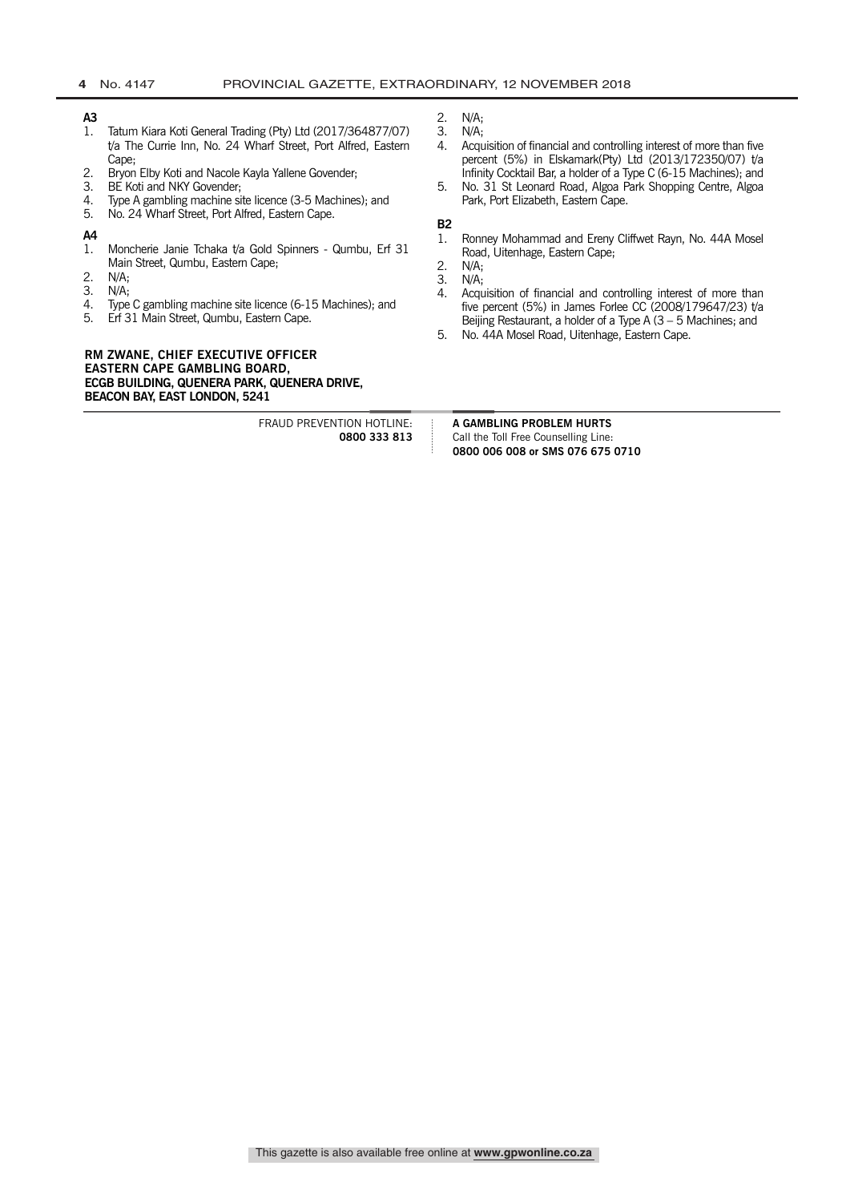**A3**

1. Tatum Kiara Koti General Trading (Pty) Ltd (2017/364877/07) t/a The Currie Inn, No. 24 Wharf Street, Port Alfred, Eastern Cape;
2. Bryon Elby Koti and Nacole Kayla Yallene Govender;
3. BE Koti and NKY Govender;
4. Type A gambling machine site licence (3-5 Machines); and
5. No. 24 Wharf Street, Port Alfred, Eastern Cape.

**A4**

1. Moncherie Janie Tchaka t/a Gold Spinners - Qumbu, Erf 31 Main Street, Qumbu, Eastern Cape;
2. N/A;
3. N/A;
4. Type C gambling machine site licence (6-15 Machines); and
5. Erf 31 Main Street, Qumbu, Eastern Cape.

**RM ZWANE, CHIEF EXECUTIVE OFFICER**
**EASTERN CAPE GAMBLING BOARD,**
**ECGB BUILDING, QUENERA PARK, QUENERA DRIVE,**
**BEACON BAY, EAST LONDON, 5241**

2. N/A;
3. N/A;
4. Acquisition of financial and controlling interest of more than five percent (5%) in Elskamark(Pty) Ltd (2013/172350/07) t/a Infinity Cocktail Bar, a holder of a Type C (6-15 Machines); and
5. No. 31 St Leonard Road, Algoa Park Shopping Centre, Algoa Park, Port Elizabeth, Eastern Cape.

**B2**

1. Ronney Mohammad and Ereny Cliffwet Rayn, No. 44A Mosel Road, Uitenhage, Eastern Cape;
2. N/A;
3. N/A;
4. Acquisition of financial and controlling interest of more than five percent (5%) in James Forlee CC (2008/179647/23) t/a Beijing Restaurant, a holder of a Type A (3 – 5 Machines; and
5. No. 44A Mosel Road, Uitenhage, Eastern Cape.

FRAUD PREVENTION HOTLINE:
**0800 333 813**

**A GAMBLING PROBLEM HURTS**
Call the Toll Free Counselling Line:
**0800 006 008 or SMS 076 675 0710**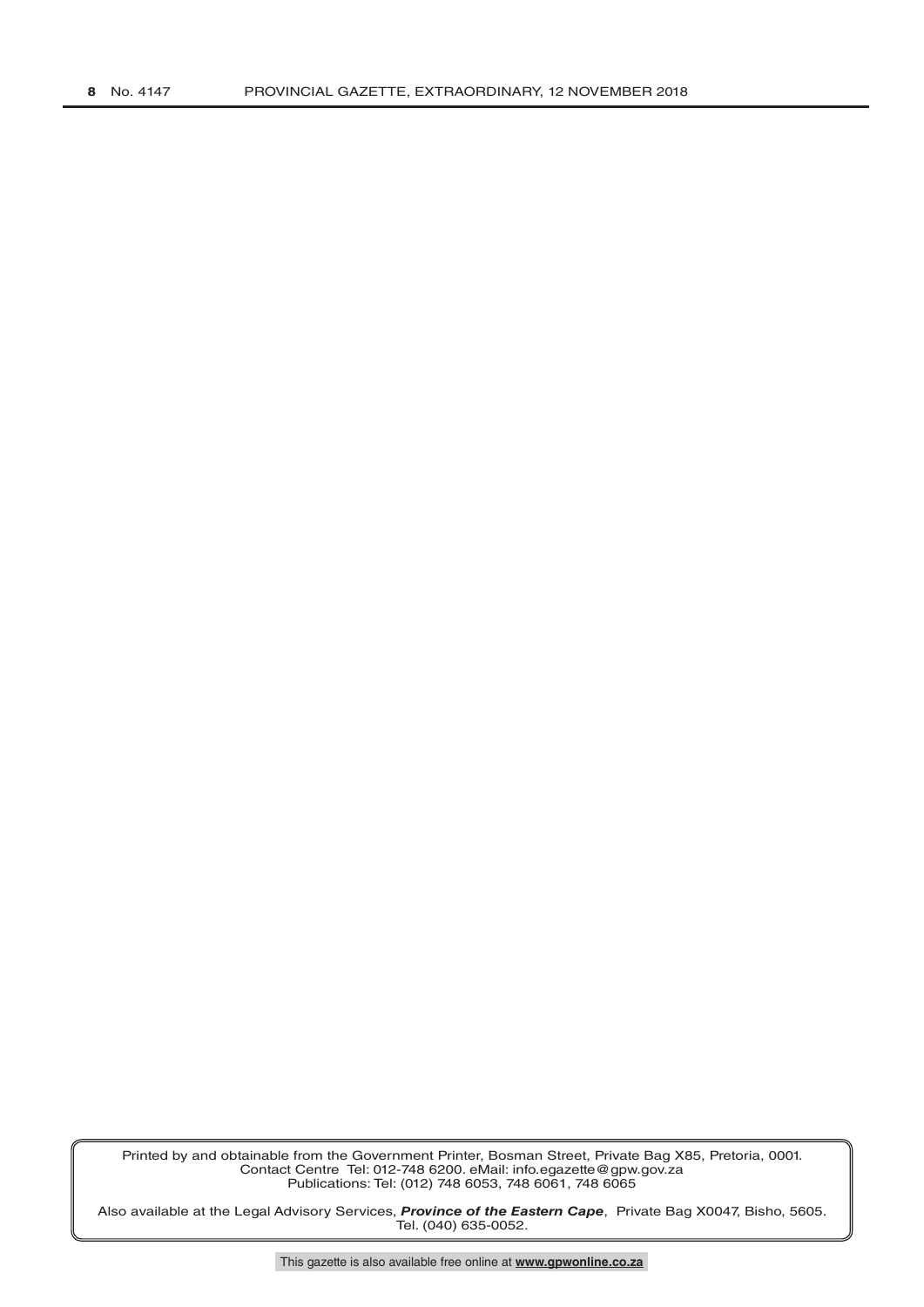Printed by and obtainable from the Government Printer, Bosman Street, Private Bag X85, Pretoria, 0001.
Contact Centre Tel: 012-748 6200. eMail: info.egazette@gpw.gov.za
Publications: Tel: (012) 748 6053, 748 6061, 748 6065

Also available at the Legal Advisory Services, ***Province of the Eastern Cape***, Private Bag X0047, Bisho, 5605.
Tel. (040) 635-0052.

This gazette is also available free online at **www.gpwonline.co.za**